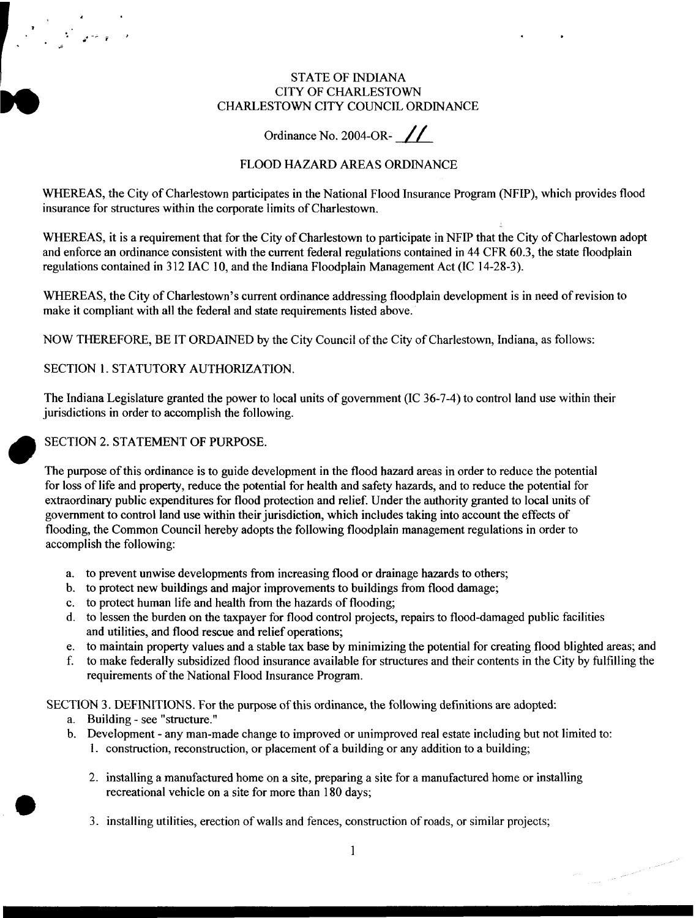STATE OF INDIANA
CITY OF CHARLESTOWN
CHARLESTOWN CITY COUNCIL ORDINANCE

Ordinance No. 2004-OR- 11

# FLOOD HAZARD AREAS ORDINANCE

WHEREAS, the City of Charlestown participates in the National Flood Insurance Program (NFIP), which provides flood insurance for structures within the corporate limits of Charlestown.

WHEREAS, it is a requirement that for the City of Charlestown to participate in NFIP that the City of Charlestown adopt and enforce an ordinance consistent with the current federal regulations contained in 44 CFR 60.3, the state floodplain regulations contained in 312 IAC 10, and the Indiana Floodplain Management Act (IC 14-28-3).

WHEREAS, the City of Charlestown's current ordinance addressing floodplain development is in need of revision to make it compliant with all the federal and state requirements listed above.

NOW THEREFORE, BE IT ORDAINED by the City Council of the City of Charlestown, Indiana, as follows:

## SECTION 1. STATUTORY AUTHORIZATION.

The Indiana Legislature granted the power to local units of government (IC 36-7-4) to control land use within their jurisdictions in order to accomplish the following.

## SECTION 2. STATEMENT OF PURPOSE.

The purpose of this ordinance is to guide development in the flood hazard areas in order to reduce the potential for loss of life and property, reduce the potential for health and safety hazards, and to reduce the potential for extraordinary public expenditures for flood protection and relief. Under the authority granted to local units of government to control land use within their jurisdiction, which includes taking into account the effects of flooding, the Common Council hereby adopts the following floodplain management regulations in order to accomplish the following:

a. to prevent unwise developments from increasing flood or drainage hazards to others;
b. to protect new buildings and major improvements to buildings from flood damage;
c. to protect human life and health from the hazards of flooding;
d. to lessen the burden on the taxpayer for flood control projects, repairs to flood-damaged public facilities and utilities, and flood rescue and relief operations;
e. to maintain property values and a stable tax base by minimizing the potential for creating flood blighted areas; and
f. to make federally subsidized flood insurance available for structures and their contents in the City by fulfilling the requirements of the National Flood Insurance Program.

## SECTION 3. DEFINITIONS.

For the purpose of this ordinance, the following definitions are adopted:

a. Building - see "structure."
b. Development - any man-made change to improved or unimproved real estate including but not limited to:
   1. construction, reconstruction, or placement of a building or any addition to a building;
   2. installing a manufactured home on a site, preparing a site for a manufactured home or installing recreational vehicle on a site for more than 180 days;
   3. installing utilities, erection of walls and fences, construction of roads, or similar projects;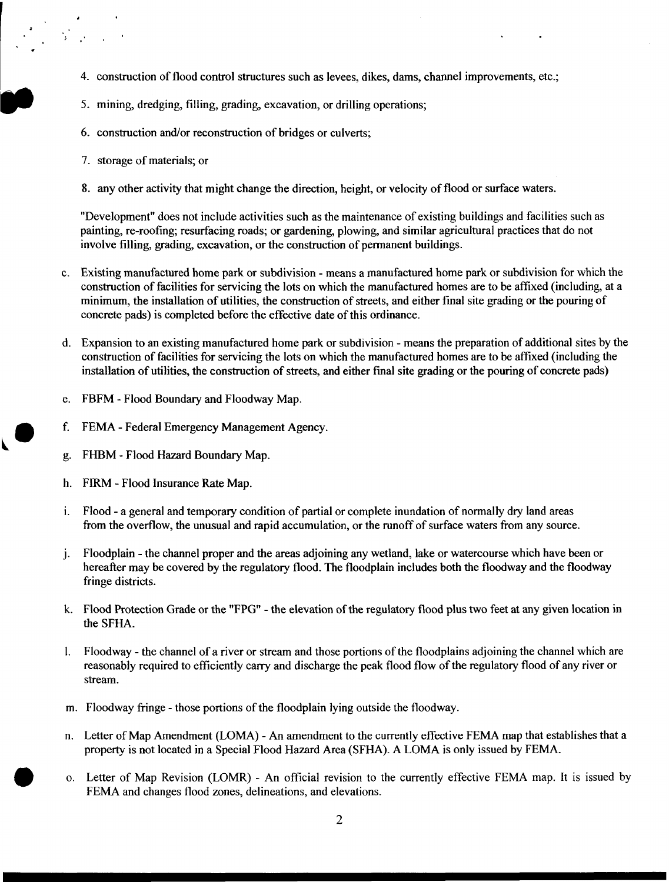4. construction of flood control structures such as levees, dikes, dams, channel improvements, etc.;

5. mining, dredging, filling, grading, excavation, or drilling operations;

6. construction and/or reconstruction of bridges or culverts;

7. storage of materials; or

8. any other activity that might change the direction, height, or velocity of flood or surface waters.

"Development" does not include activities such as the maintenance of existing buildings and facilities such as painting, re-roofing; resurfacing roads; or gardening, plowing, and similar agricultural practices that do not involve filling, grading, excavation, or the construction of permanent buildings.

c. Existing manufactured home park or subdivision - means a manufactured home park or subdivision for which the construction of facilities for servicing the lots on which the manufactured homes are to be affixed (including, at a minimum, the installation of utilities, the construction of streets, and either final site grading or the pouring of concrete pads) is completed before the effective date of this ordinance.

d. Expansion to an existing manufactured home park or subdivision - means the preparation of additional sites by the construction of facilities for servicing the lots on which the manufactured homes are to be affixed (including the installation of utilities, the construction of streets, and either final site grading or the pouring of concrete pads)

e. FBFM - Flood Boundary and Floodway Map.

f. FEMA - Federal Emergency Management Agency.

g. FHBM - Flood Hazard Boundary Map.

h. FIRM - Flood Insurance Rate Map.

i. Flood - a general and temporary condition of partial or complete inundation of normally dry land areas from the overflow, the unusual and rapid accumulation, or the runoff of surface waters from any source.

j. Floodplain - the channel proper and the areas adjoining any wetland, lake or watercourse which have been or hereafter may be covered by the regulatory flood. The floodplain includes both the floodway and the floodway fringe districts.

k. Flood Protection Grade or the "FPG" - the elevation of the regulatory flood plus two feet at any given location in the SFHA.

l. Floodway - the channel of a river or stream and those portions of the floodplains adjoining the channel which are reasonably required to efficiently carry and discharge the peak flood flow of the regulatory flood of any river or stream.

m. Floodway fringe - those portions of the floodplain lying outside the floodway.

n. Letter of Map Amendment (LOMA) - An amendment to the currently effective FEMA map that establishes that a property is not located in a Special Flood Hazard Area (SFHA). A LOMA is only issued by FEMA.

o. Letter of Map Revision (LOMR) - An official revision to the currently effective FEMA map. It is issued by FEMA and changes flood zones, delineations, and elevations.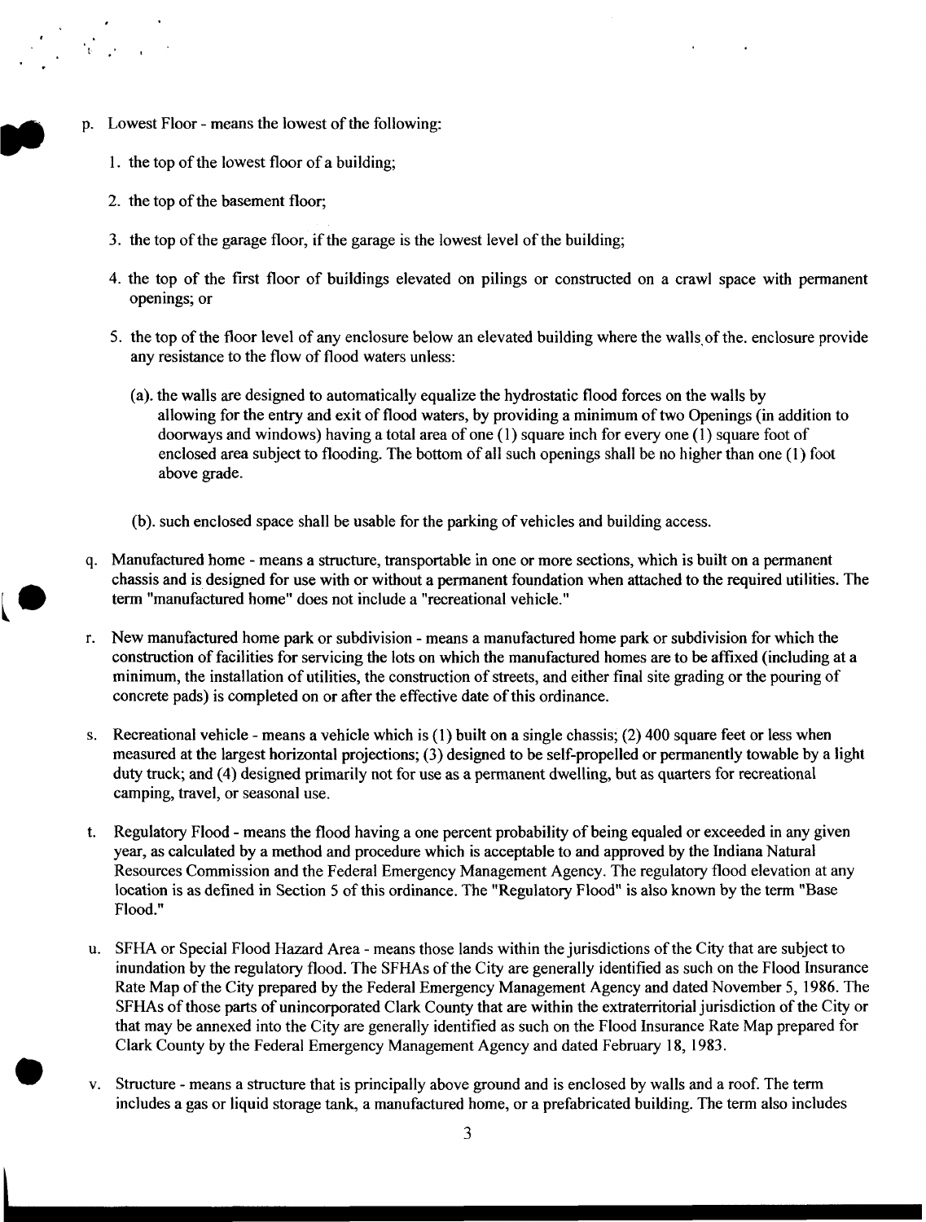p. Lowest Floor - means the lowest of the following:

   1. the top of the lowest floor of a building;

   2. the top of the basement floor;

   3. the top of the garage floor, if the garage is the lowest level of the building;

   4. the top of the first floor of buildings elevated on pilings or constructed on a crawl space with permanent openings; or

   5. the top of the floor level of any enclosure below an elevated building where the walls of the. enclosure provide any resistance to the flow of flood waters unless:

      (a). the walls are designed to automatically equalize the hydrostatic flood forces on the walls by allowing for the entry and exit of flood waters, by providing a minimum of two Openings (in addition to doorways and windows) having a total area of one (1) square inch for every one (1) square foot of enclosed area subject to flooding. The bottom of all such openings shall be no higher than one (1) foot above grade.

      (b). such enclosed space shall be usable for the parking of vehicles and building access.

q. Manufactured home - means a structure, transportable in one or more sections, which is built on a permanent chassis and is designed for use with or without a permanent foundation when attached to the required utilities. The term "manufactured home" does not include a "recreational vehicle."

r. New manufactured home park or subdivision - means a manufactured home park or subdivision for which the construction of facilities for servicing the lots on which the manufactured homes are to be affixed (including at a minimum, the installation of utilities, the construction of streets, and either final site grading or the pouring of concrete pads) is completed on or after the effective date of this ordinance.

s. Recreational vehicle - means a vehicle which is (1) built on a single chassis; (2) 400 square feet or less when measured at the largest horizontal projections; (3) designed to be self-propelled or permanently towable by a light duty truck; and (4) designed primarily not for use as a permanent dwelling, but as quarters for recreational camping, travel, or seasonal use.

t. Regulatory Flood - means the flood having a one percent probability of being equaled or exceeded in any given year, as calculated by a method and procedure which is acceptable to and approved by the Indiana Natural Resources Commission and the Federal Emergency Management Agency. The regulatory flood elevation at any location is as defined in Section 5 of this ordinance. The "Regulatory Flood" is also known by the term "Base Flood."

u. SFHA or Special Flood Hazard Area - means those lands within the jurisdictions of the City that are subject to inundation by the regulatory flood. The SFHAs of the City are generally identified as such on the Flood Insurance Rate Map of the City prepared by the Federal Emergency Management Agency and dated November 5, 1986. The SFHAs of those parts of unincorporated Clark County that are within the extraterritorial jurisdiction of the City or that may be annexed into the City are generally identified as such on the Flood Insurance Rate Map prepared for Clark County by the Federal Emergency Management Agency and dated February 18, 1983.

v. Structure - means a structure that is principally above ground and is enclosed by walls and a roof. The term includes a gas or liquid storage tank, a manufactured home, or a prefabricated building. The term also includes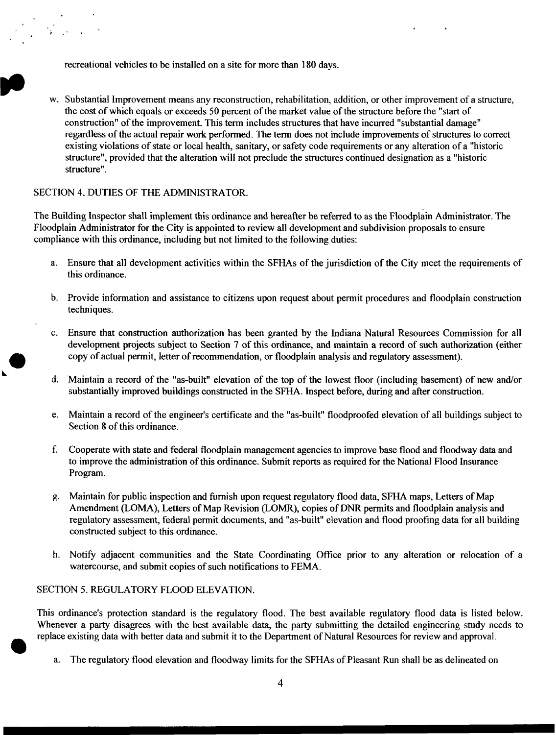recreational vehicles to be installed on a site for more than 180 days.

w. Substantial Improvement means any reconstruction, rehabilitation, addition, or other improvement of a structure, the cost of which equals or exceeds 50 percent of the market value of the structure before the "start of construction" of the improvement. This term includes structures that have incurred "substantial damage" regardless of the actual repair work performed. The term does not include improvements of structures to correct existing violations of state or local health, sanitary, or safety code requirements or any alteration of a "historic structure", provided that the alteration will not preclude the structures continued designation as a "historic structure".

## SECTION 4. DUTIES OF THE ADMINISTRATOR.

The Building Inspector shall implement this ordinance and hereafter be referred to as the Floodplain Administrator. The Floodplain Administrator for the City is appointed to review all development and subdivision proposals to ensure compliance with this ordinance, including but not limited to the following duties:

a. Ensure that all development activities within the SFHAs of the jurisdiction of the City meet the requirements of this ordinance.

b. Provide information and assistance to citizens upon request about permit procedures and floodplain construction techniques.

c. Ensure that construction authorization has been granted by the Indiana Natural Resources Commission for all development projects subject to Section 7 of this ordinance, and maintain a record of such authorization (either copy of actual permit, letter of recommendation, or floodplain analysis and regulatory assessment).

d. Maintain a record of the "as-built" elevation of the top of the lowest floor (including basement) of new and/or substantially improved buildings constructed in the SFHA. Inspect before, during and after construction.

e. Maintain a record of the engineer's certificate and the "as-built" floodproofed elevation of all buildings subject to Section 8 of this ordinance.

f. Cooperate with state and federal floodplain management agencies to improve base flood and floodway data and to improve the administration of this ordinance. Submit reports as required for the National Flood Insurance Program.

g. Maintain for public inspection and furnish upon request regulatory flood data, SFHA maps, Letters of Map Amendment (LOMA), Letters of Map Revision (LOMR), copies of DNR permits and floodplain analysis and regulatory assessment, federal permit documents, and "as-built" elevation and flood proofing data for all building constructed subject to this ordinance.

h. Notify adjacent communities and the State Coordinating Office prior to any alteration or relocation of a watercourse, and submit copies of such notifications to FEMA.

## SECTION 5. REGULATORY FLOOD ELEVATION.

This ordinance's protection standard is the regulatory flood. The best available regulatory flood data is listed below. Whenever a party disagrees with the best available data, the party submitting the detailed engineering study needs to replace existing data with better data and submit it to the Department of Natural Resources for review and approval.

a. The regulatory flood elevation and floodway limits for the SFHAs of Pleasant Run shall be as delineated on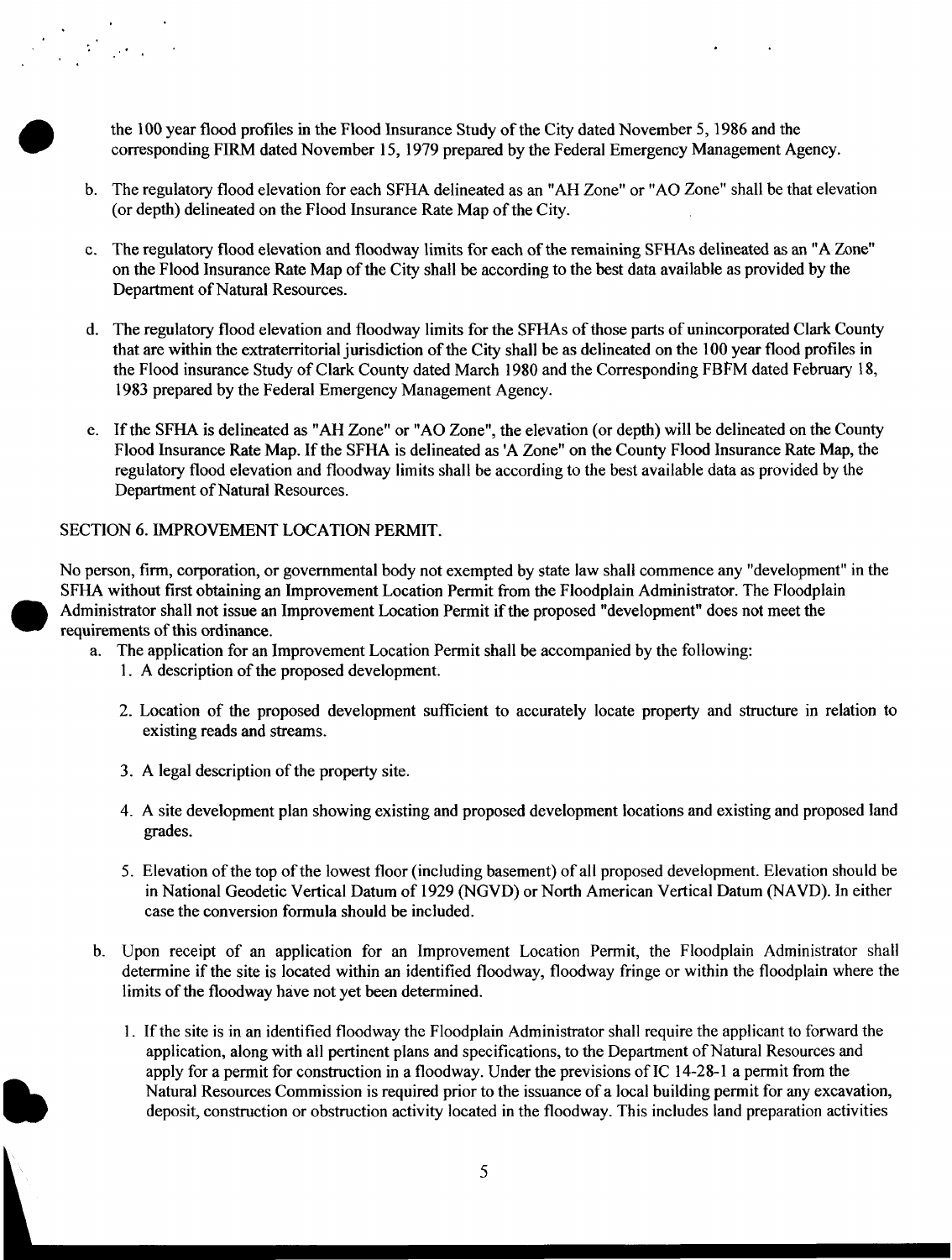the 100 year flood profiles in the Flood Insurance Study of the City dated November 5, 1986 and the corresponding FIRM dated November 15, 1979 prepared by the Federal Emergency Management Agency.

b. The regulatory flood elevation for each SFHA delineated as an "AH Zone" or "AO Zone" shall be that elevation (or depth) delineated on the Flood Insurance Rate Map of the City.

c. The regulatory flood elevation and floodway limits for each of the remaining SFHAs delineated as an "A Zone" on the Flood Insurance Rate Map of the City shall be according to the best data available as provided by the Department of Natural Resources.

d. The regulatory flood elevation and floodway limits for the SFHAs of those parts of unincorporated Clark County that are within the extraterritorial jurisdiction of the City shall be as delineated on the 100 year flood profiles in the Flood insurance Study of Clark County dated March 1980 and the Corresponding FBFM dated February 18, 1983 prepared by the Federal Emergency Management Agency.

e. If the SFHA is delineated as "AH Zone" or "AO Zone", the elevation (or depth) will be delineated on the County Flood Insurance Rate Map. If the SFHA is delineated as 'A Zone" on the County Flood Insurance Rate Map, the regulatory flood elevation and floodway limits shall be according to the best available data as provided by the Department of Natural Resources.

SECTION 6. IMPROVEMENT LOCATION PERMIT.

No person, firm, corporation, or governmental body not exempted by state law shall commence any "development" in the SFHA without first obtaining an Improvement Location Permit from the Floodplain Administrator. The Floodplain Administrator shall not issue an Improvement Location Permit if the proposed "development" does not meet the requirements of this ordinance.

a. The application for an Improvement Location Permit shall be accompanied by the following:
   1. A description of the proposed development.
   2. Location of the proposed development sufficient to accurately locate property and structure in relation to existing reads and streams.
   3. A legal description of the property site.
   4. A site development plan showing existing and proposed development locations and existing and proposed land grades.
   5. Elevation of the top of the lowest floor (including basement) of all proposed development. Elevation should be in National Geodetic Vertical Datum of 1929 (NGVD) or North American Vertical Datum (NAVD). In either case the conversion formula should be included.

b. Upon receipt of an application for an Improvement Location Permit, the Floodplain Administrator shall determine if the site is located within an identified floodway, floodway fringe or within the floodplain where the limits of the floodway have not yet been determined.
   1. If the site is in an identified floodway the Floodplain Administrator shall require the applicant to forward the application, along with all pertinent plans and specifications, to the Department of Natural Resources and apply for a permit for construction in a floodway. Under the previsions of IC 14-28-1 a permit from the Natural Resources Commission is required prior to the issuance of a local building permit for any excavation, deposit, construction or obstruction activity located in the floodway. This includes land preparation activities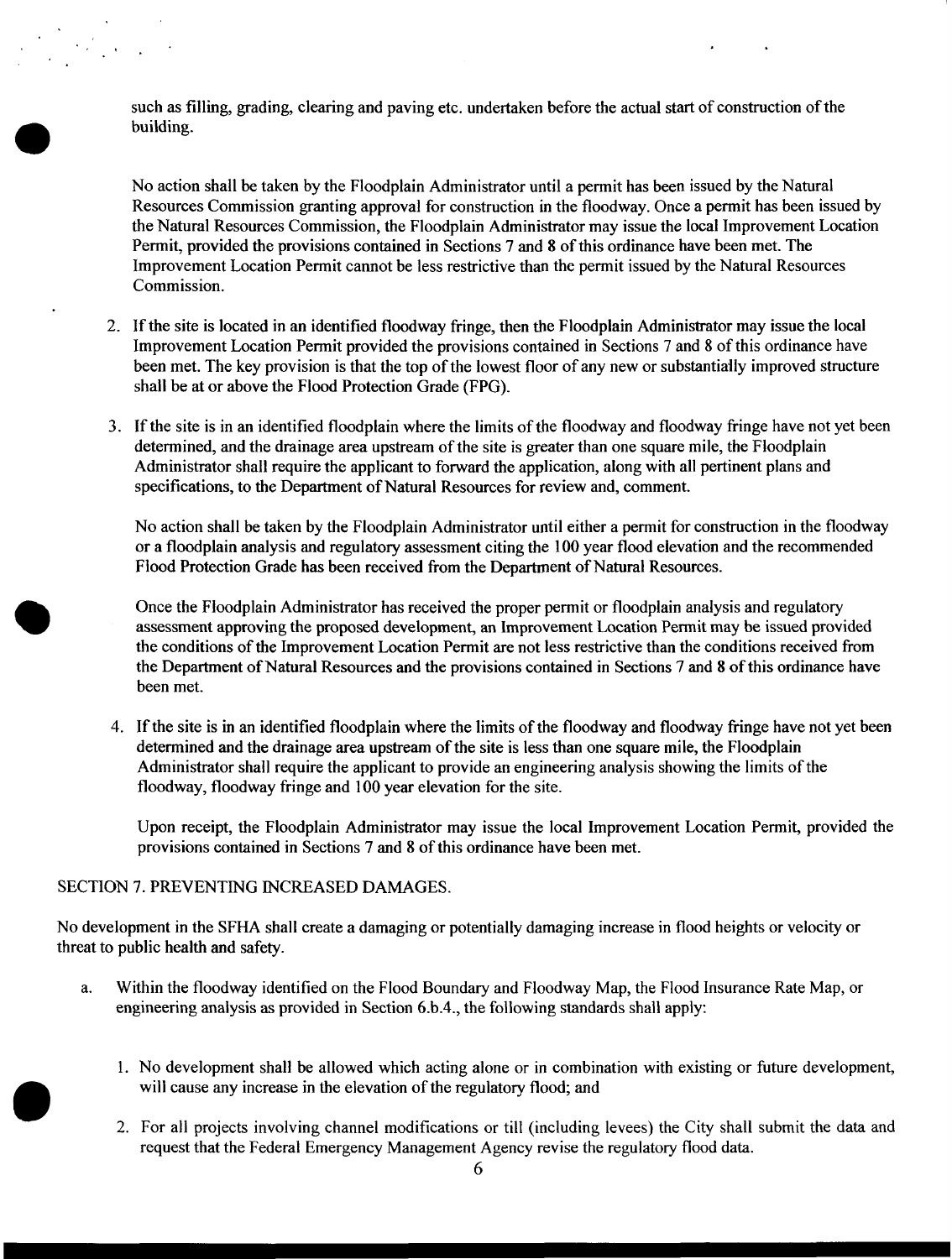such as filling, grading, clearing and paving etc. undertaken before the actual start of construction of the building.

No action shall be taken by the Floodplain Administrator until a permit has been issued by the Natural Resources Commission granting approval for construction in the floodway. Once a permit has been issued by the Natural Resources Commission, the Floodplain Administrator may issue the local Improvement Location Permit, provided the provisions contained in Sections 7 and 8 of this ordinance have been met. The Improvement Location Permit cannot be less restrictive than the permit issued by the Natural Resources Commission.

2. If the site is located in an identified floodway fringe, then the Floodplain Administrator may issue the local Improvement Location Permit provided the provisions contained in Sections 7 and 8 of this ordinance have been met. The key provision is that the top of the lowest floor of any new or substantially improved structure shall be at or above the Flood Protection Grade (FPG).

3. If the site is in an identified floodplain where the limits of the floodway and floodway fringe have not yet been determined, and the drainage area upstream of the site is greater than one square mile, the Floodplain Administrator shall require the applicant to forward the application, along with all pertinent plans and specifications, to the Department of Natural Resources for review and, comment.

   No action shall be taken by the Floodplain Administrator until either a permit for construction in the floodway or a floodplain analysis and regulatory assessment citing the 100 year flood elevation and the recommended Flood Protection Grade has been received from the Department of Natural Resources.

   Once the Floodplain Administrator has received the proper permit or floodplain analysis and regulatory assessment approving the proposed development, an Improvement Location Permit may be issued provided the conditions of the Improvement Location Permit are not less restrictive than the conditions received from the Department of Natural Resources and the provisions contained in Sections 7 and 8 of this ordinance have been met.

4. If the site is in an identified floodplain where the limits of the floodway and floodway fringe have not yet been determined and the drainage area upstream of the site is less than one square mile, the Floodplain Administrator shall require the applicant to provide an engineering analysis showing the limits of the floodway, floodway fringe and 100 year elevation for the site.

   Upon receipt, the Floodplain Administrator may issue the local Improvement Location Permit, provided the provisions contained in Sections 7 and 8 of this ordinance have been met.

SECTION 7. PREVENTING INCREASED DAMAGES.

No development in the SFHA shall create a damaging or potentially damaging increase in flood heights or velocity or threat to public health and safety.

a. Within the floodway identified on the Flood Boundary and Floodway Map, the Flood Insurance Rate Map, or engineering analysis as provided in Section 6.b.4., the following standards shall apply:

   1. No development shall be allowed which acting alone or in combination with existing or future development, will cause any increase in the elevation of the regulatory flood; and

   2. For all projects involving channel modifications or till (including levees) the City shall submit the data and request that the Federal Emergency Management Agency revise the regulatory flood data.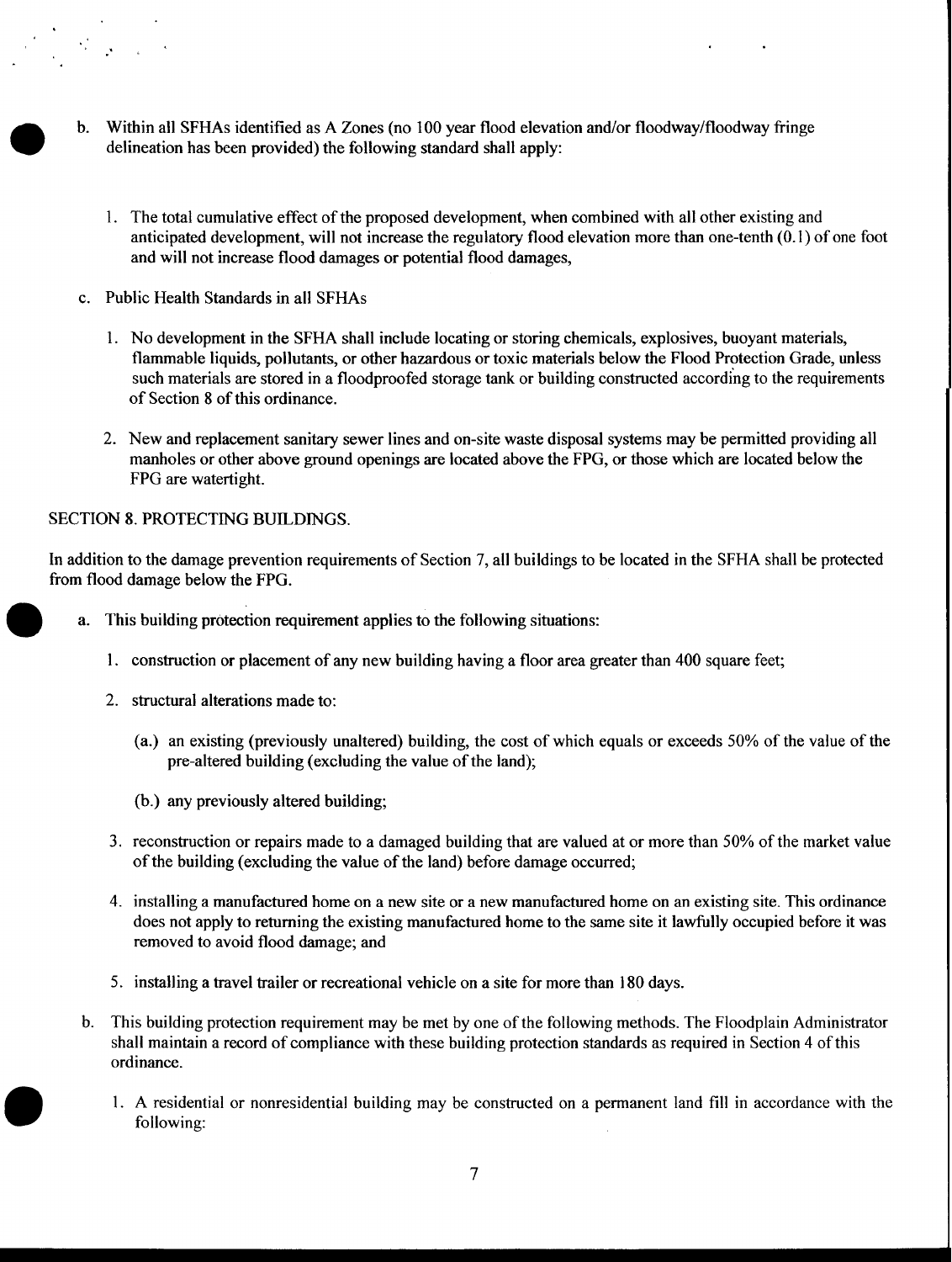b. Within all SFHAs identified as A Zones (no 100 year flood elevation and/or floodway/floodway fringe delineation has been provided) the following standard shall apply:

   1. The total cumulative effect of the proposed development, when combined with all other existing and anticipated development, will not increase the regulatory flood elevation more than one-tenth (0.1) of one foot and will not increase flood damages or potential flood damages,

c. Public Health Standards in all SFHAs

   1. No development in the SFHA shall include locating or storing chemicals, explosives, buoyant materials, flammable liquids, pollutants, or other hazardous or toxic materials below the Flood Protection Grade, unless such materials are stored in a floodproofed storage tank or building constructed according to the requirements of Section 8 of this ordinance.

   2. New and replacement sanitary sewer lines and on-site waste disposal systems may be permitted providing all manholes or other above ground openings are located above the FPG, or those which are located below the FPG are watertight.

SECTION 8. PROTECTING BUILDINGS.

In addition to the damage prevention requirements of Section 7, all buildings to be located in the SFHA shall be protected from flood damage below the FPG.

a. This building protection requirement applies to the following situations:

   1. construction or placement of any new building having a floor area greater than 400 square feet;

   2. structural alterations made to:

      (a.) an existing (previously unaltered) building, the cost of which equals or exceeds 50% of the value of the pre-altered building (excluding the value of the land);

      (b.) any previously altered building;

   3. reconstruction or repairs made to a damaged building that are valued at or more than 50% of the market value of the building (excluding the value of the land) before damage occurred;

   4. installing a manufactured home on a new site or a new manufactured home on an existing site. This ordinance does not apply to returning the existing manufactured home to the same site it lawfully occupied before it was removed to avoid flood damage; and

   5. installing a travel trailer or recreational vehicle on a site for more than 180 days.

b. This building protection requirement may be met by one of the following methods. The Floodplain Administrator shall maintain a record of compliance with these building protection standards as required in Section 4 of this ordinance.

   1. A residential or nonresidential building may be constructed on a permanent land fill in accordance with the following: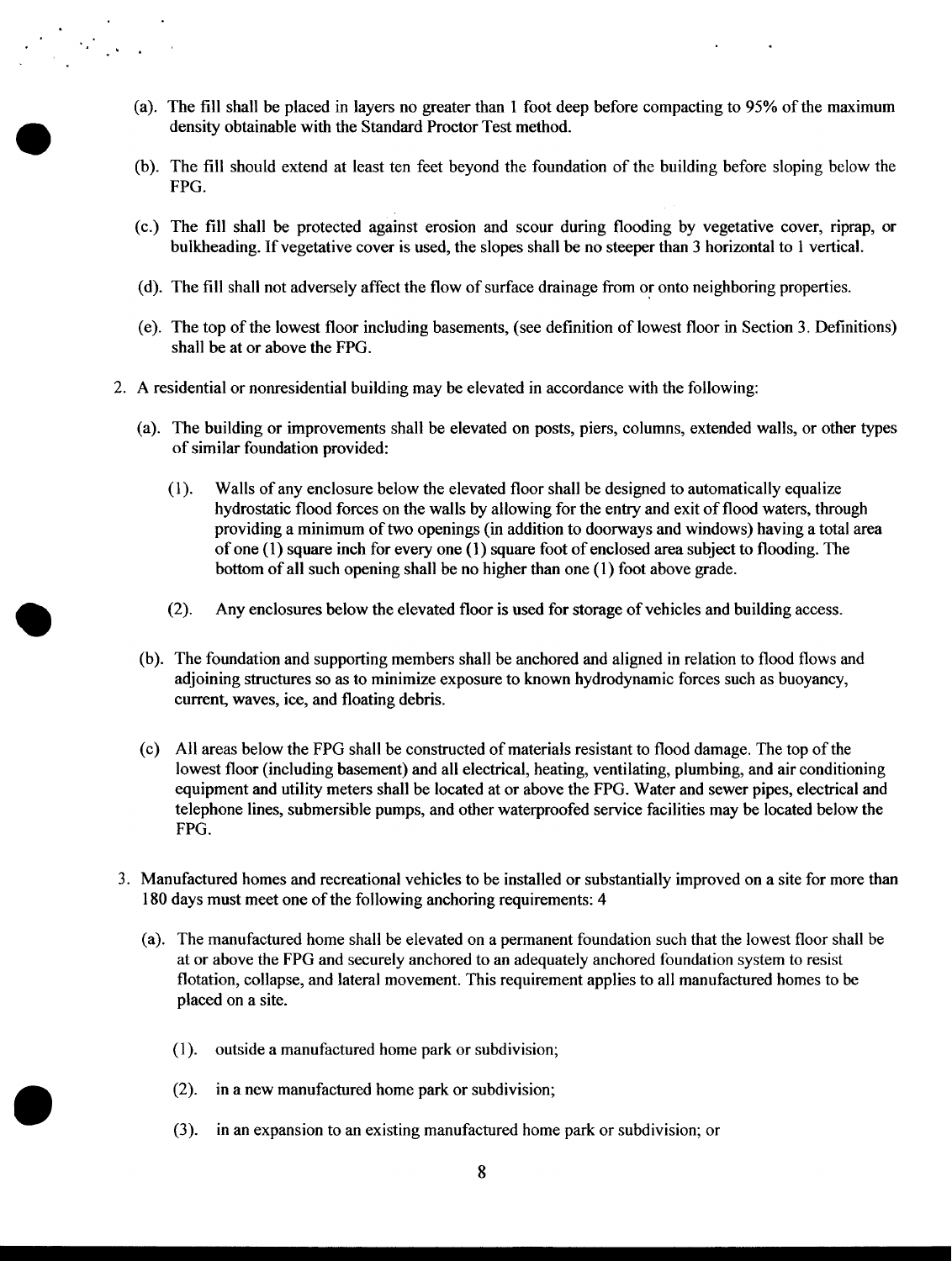(a). The fill shall be placed in layers no greater than 1 foot deep before compacting to 95% of the maximum density obtainable with the Standard Proctor Test method.

(b). The fill should extend at least ten feet beyond the foundation of the building before sloping below the FPG.

(c.) The fill shall be protected against erosion and scour during flooding by vegetative cover, riprap, or bulkheading. If vegetative cover is used, the slopes shall be no steeper than 3 horizontal to 1 vertical.

(d). The fill shall not adversely affect the flow of surface drainage from or onto neighboring properties.

(e). The top of the lowest floor including basements, (see definition of lowest floor in Section 3. Definitions) shall be at or above the FPG.

2. A residential or nonresidential building may be elevated in accordance with the following:

   (a). The building or improvements shall be elevated on posts, piers, columns, extended walls, or other types of similar foundation provided:

      (1). Walls of any enclosure below the elevated floor shall be designed to automatically equalize hydrostatic flood forces on the walls by allowing for the entry and exit of flood waters, through providing a minimum of two openings (in addition to doorways and windows) having a total area of one (1) square inch for every one (1) square foot of enclosed area subject to flooding. The bottom of all such opening shall be no higher than one (1) foot above grade.

      (2). Any enclosures below the elevated floor is used for storage of vehicles and building access.

   (b). The foundation and supporting members shall be anchored and aligned in relation to flood flows and adjoining structures so as to minimize exposure to known hydrodynamic forces such as buoyancy, current, waves, ice, and floating debris.

   (c) All areas below the FPG shall be constructed of materials resistant to flood damage. The top of the lowest floor (including basement) and all electrical, heating, ventilating, plumbing, and air conditioning equipment and utility meters shall be located at or above the FPG. Water and sewer pipes, electrical and telephone lines, submersible pumps, and other waterproofed service facilities may be located below the FPG.

3. Manufactured homes and recreational vehicles to be installed or substantially improved on a site for more than 180 days must meet one of the following anchoring requirements: 4

   (a). The manufactured home shall be elevated on a permanent foundation such that the lowest floor shall be at or above the FPG and securely anchored to an adequately anchored foundation system to resist flotation, collapse, and lateral movement. This requirement applies to all manufactured homes to be placed on a site.

      (1). outside a manufactured home park or subdivision;

      (2). in a new manufactured home park or subdivision;

      (3). in an expansion to an existing manufactured home park or subdivision; or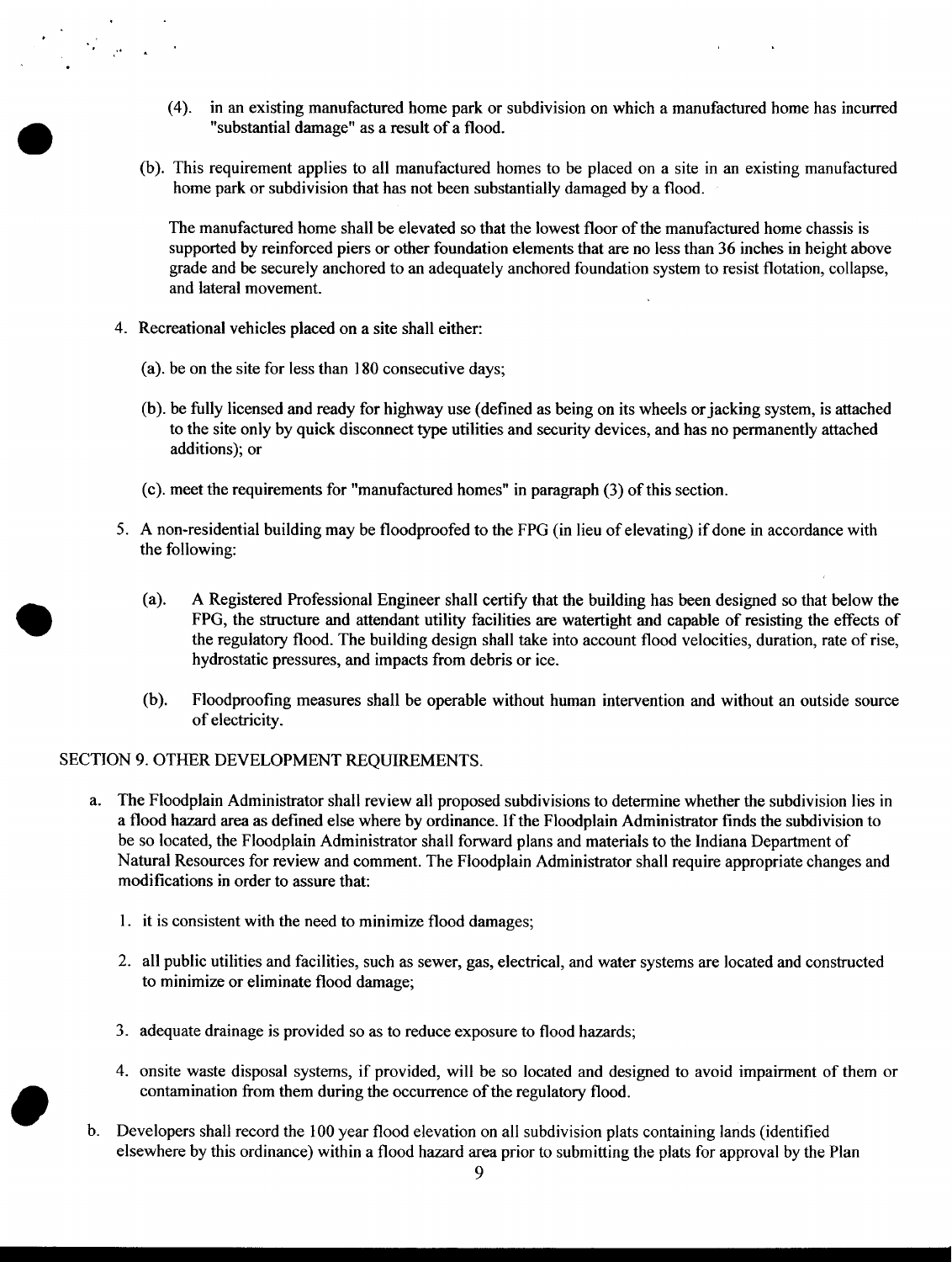(4). in an existing manufactured home park or subdivision on which a manufactured home has incurred "substantial damage" as a result of a flood.

(b). This requirement applies to all manufactured homes to be placed on a site in an existing manufactured home park or subdivision that has not been substantially damaged by a flood.

The manufactured home shall be elevated so that the lowest floor of the manufactured home chassis is supported by reinforced piers or other foundation elements that are no less than 36 inches in height above grade and be securely anchored to an adequately anchored foundation system to resist flotation, collapse, and lateral movement.

4. Recreational vehicles placed on a site shall either:

   (a). be on the site for less than 180 consecutive days;

   (b). be fully licensed and ready for highway use (defined as being on its wheels or jacking system, is attached to the site only by quick disconnect type utilities and security devices, and has no permanently attached additions); or

   (c). meet the requirements for "manufactured homes" in paragraph (3) of this section.

5. A non-residential building may be floodproofed to the FPG (in lieu of elevating) if done in accordance with the following:

   (a). A Registered Professional Engineer shall certify that the building has been designed so that below the FPG, the structure and attendant utility facilities are watertight and capable of resisting the effects of the regulatory flood. The building design shall take into account flood velocities, duration, rate of rise, hydrostatic pressures, and impacts from debris or ice.

   (b). Floodproofing measures shall be operable without human intervention and without an outside source of electricity.

SECTION 9. OTHER DEVELOPMENT REQUIREMENTS.

a. The Floodplain Administrator shall review all proposed subdivisions to determine whether the subdivision lies in a flood hazard area as defined else where by ordinance. If the Floodplain Administrator finds the subdivision to be so located, the Floodplain Administrator shall forward plans and materials to the Indiana Department of Natural Resources for review and comment. The Floodplain Administrator shall require appropriate changes and modifications in order to assure that:

   1. it is consistent with the need to minimize flood damages;

   2. all public utilities and facilities, such as sewer, gas, electrical, and water systems are located and constructed to minimize or eliminate flood damage;

   3. adequate drainage is provided so as to reduce exposure to flood hazards;

   4. onsite waste disposal systems, if provided, will be so located and designed to avoid impairment of them or contamination from them during the occurrence of the regulatory flood.

b. Developers shall record the 100 year flood elevation on all subdivision plats containing lands (identified elsewhere by this ordinance) within a flood hazard area prior to submitting the plats for approval by the Plan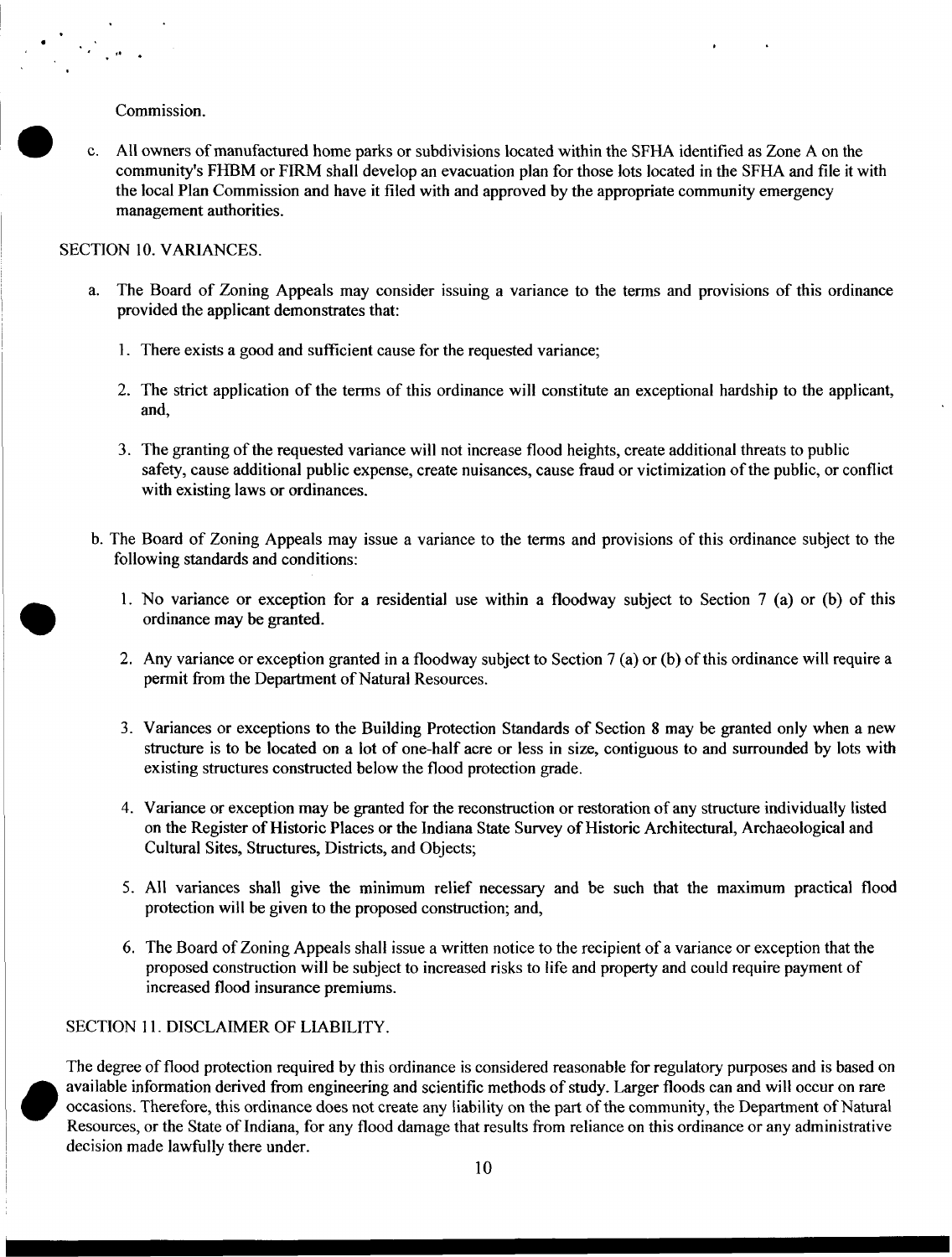Commission.

c. All owners of manufactured home parks or subdivisions located within the SFHA identified as Zone A on the community's FHBM or FIRM shall develop an evacuation plan for those lots located in the SFHA and file it with the local Plan Commission and have it filed with and approved by the appropriate community emergency management authorities.

SECTION 10. VARIANCES.

a. The Board of Zoning Appeals may consider issuing a variance to the terms and provisions of this ordinance provided the applicant demonstrates that:

   1. There exists a good and sufficient cause for the requested variance;

   2. The strict application of the terms of this ordinance will constitute an exceptional hardship to the applicant, and,

   3. The granting of the requested variance will not increase flood heights, create additional threats to public safety, cause additional public expense, create nuisances, cause fraud or victimization of the public, or conflict with existing laws or ordinances.

b. The Board of Zoning Appeals may issue a variance to the terms and provisions of this ordinance subject to the following standards and conditions:

   1. No variance or exception for a residential use within a floodway subject to Section 7 (a) or (b) of this ordinance may be granted.

   2. Any variance or exception granted in a floodway subject to Section 7 (a) or (b) of this ordinance will require a permit from the Department of Natural Resources.

   3. Variances or exceptions to the Building Protection Standards of Section 8 may be granted only when a new structure is to be located on a lot of one-half acre or less in size, contiguous to and surrounded by lots with existing structures constructed below the flood protection grade.

   4. Variance or exception may be granted for the reconstruction or restoration of any structure individually listed on the Register of Historic Places or the Indiana State Survey of Historic Architectural, Archaeological and Cultural Sites, Structures, Districts, and Objects;

   5. All variances shall give the minimum relief necessary and be such that the maximum practical flood protection will be given to the proposed construction; and,

   6. The Board of Zoning Appeals shall issue a written notice to the recipient of a variance or exception that the proposed construction will be subject to increased risks to life and property and could require payment of increased flood insurance premiums.

SECTION 11. DISCLAIMER OF LIABILITY.

The degree of flood protection required by this ordinance is considered reasonable for regulatory purposes and is based on available information derived from engineering and scientific methods of study. Larger floods can and will occur on rare occasions. Therefore, this ordinance does not create any liability on the part of the community, the Department of Natural Resources, or the State of Indiana, for any flood damage that results from reliance on this ordinance or any administrative decision made lawfully there under.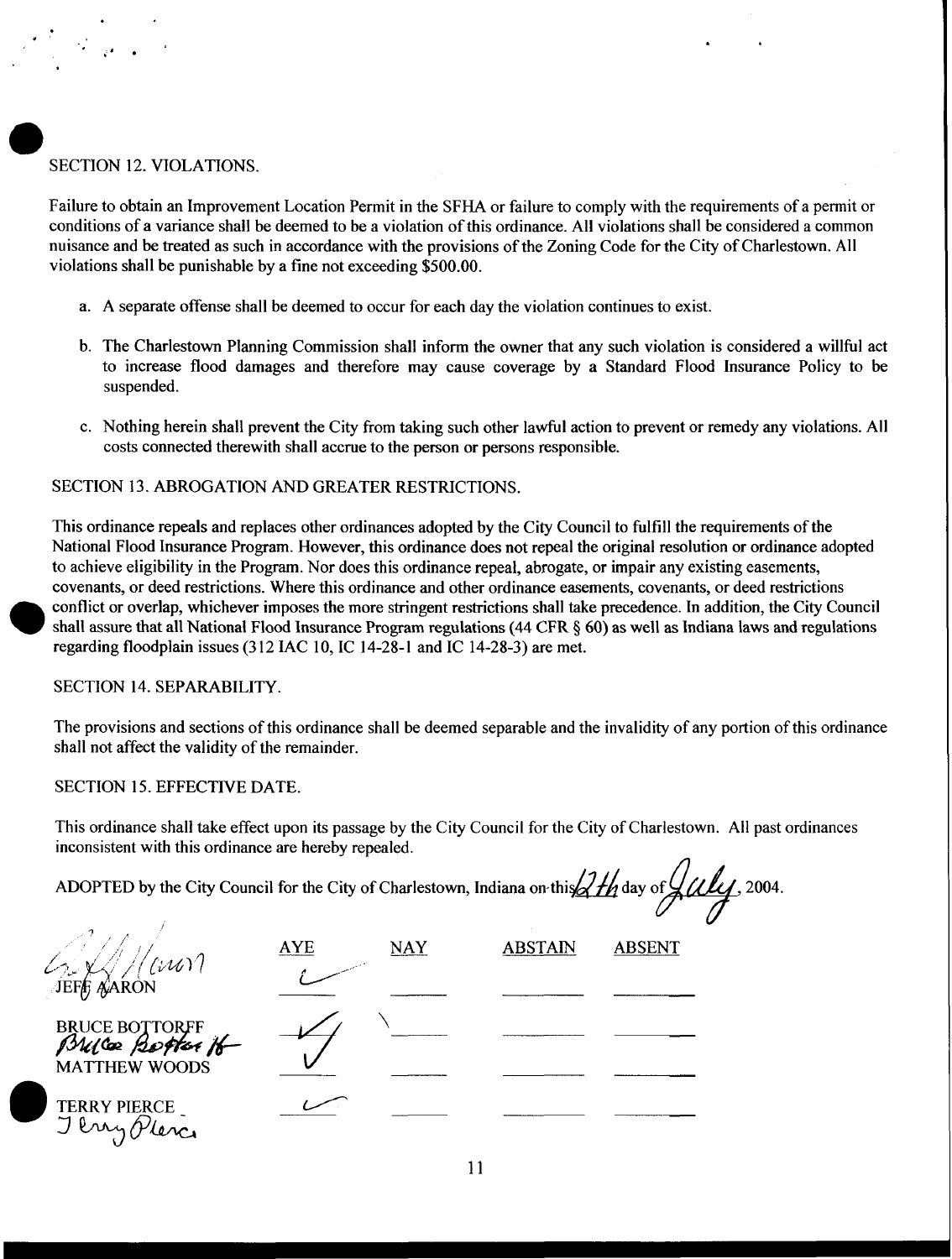SECTION 12. VIOLATIONS.

Failure to obtain an Improvement Location Permit in the SFHA or failure to comply with the requirements of a permit or conditions of a variance shall be deemed to be a violation of this ordinance. All violations shall be considered a common nuisance and be treated as such in accordance with the provisions of the Zoning Code for the City of Charlestown. All violations shall be punishable by a fine not exceeding $500.00.

a. A separate offense shall be deemed to occur for each day the violation continues to exist.

b. The Charlestown Planning Commission shall inform the owner that any such violation is considered a willful act to increase flood damages and therefore may cause coverage by a Standard Flood Insurance Policy to be suspended.

c. Nothing herein shall prevent the City from taking such other lawful action to prevent or remedy any violations. All costs connected therewith shall accrue to the person or persons responsible.

SECTION 13. ABROGATION AND GREATER RESTRICTIONS.

This ordinance repeals and replaces other ordinances adopted by the City Council to fulfill the requirements of the National Flood Insurance Program. However, this ordinance does not repeal the original resolution or ordinance adopted to achieve eligibility in the Program. Nor does this ordinance repeal, abrogate, or impair any existing easements, covenants, or deed restrictions. Where this ordinance and other ordinance easements, covenants, or deed restrictions conflict or overlap, whichever imposes the more stringent restrictions shall take precedence. In addition, the City Council shall assure that all National Flood Insurance Program regulations (44 CFR § 60) as well as Indiana laws and regulations regarding floodplain issues (312 IAC 10, IC 14-28-1 and IC 14-28-3) are met.

SECTION 14. SEPARABILITY.

The provisions and sections of this ordinance shall be deemed separable and the invalidity of any portion of this ordinance shall not affect the validity of the remainder.

SECTION 15. EFFECTIVE DATE.

This ordinance shall take effect upon its passage by the City Council for the City of Charlestown. All past ordinances inconsistent with this ordinance are hereby repealed.

ADOPTED by the City Council for the City of Charlestown, Indiana on this 27th day of July, 2004.

| | AYE | NAY | ABSTAIN | ABSENT |
|---|---|---|---|---|
| JEFF AARON | ✓ | | | |
| BRUCE BOTTORFF | ✓ | | | |
| MATTHEW WOODS | ✓ | | | |
| TERRY PIERCE | ✓ | | | |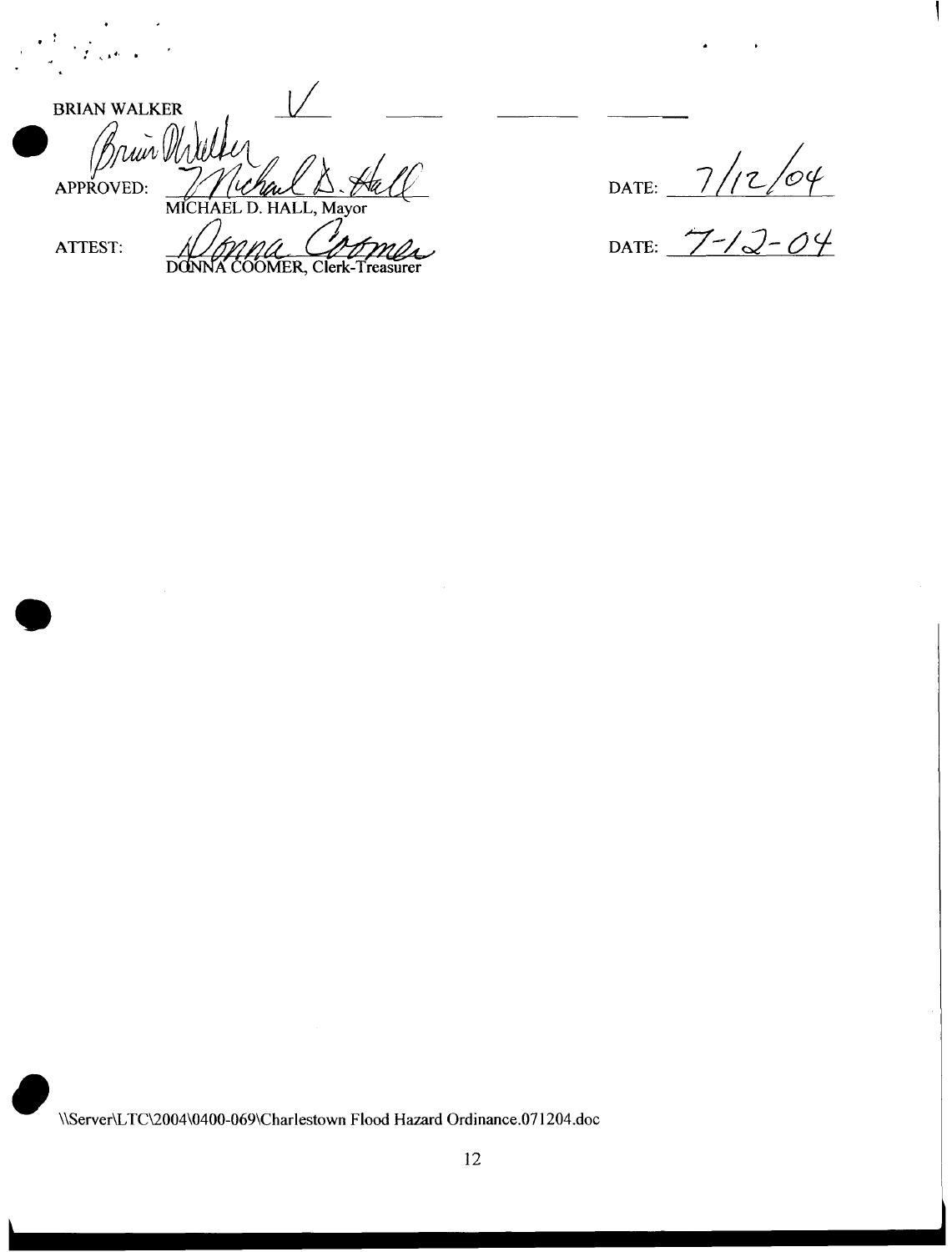BRIAN WALKER ✓ \_\_\_\_ \_\_\_\_ \_\_\_\_

*Brian Walker*

APPROVED: *Michael D. Hall* DATE: *7/12/04*
MICHAEL D. HALL, Mayor

ATTEST: *Donna Coomer* DATE: *7-12-04*
DONNA COOMER, Clerk-Treasurer

\\Server\LTC\2004\0400-069\Charlestown Flood Hazard Ordinance.071204.doc